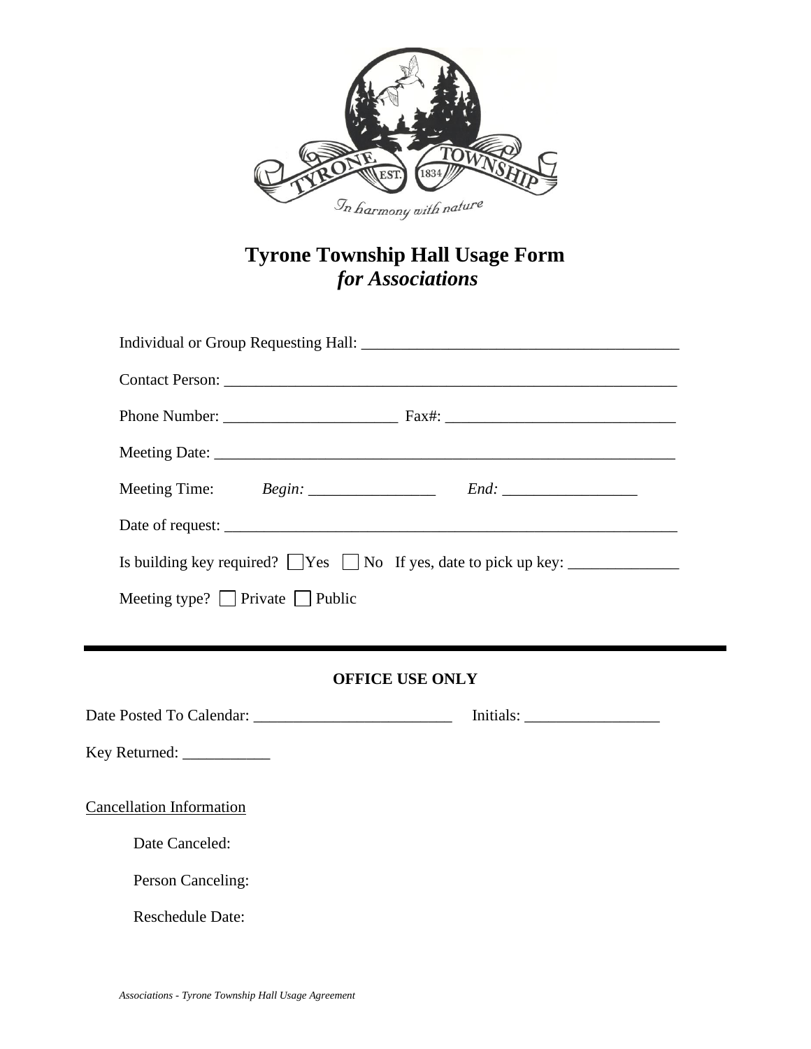# Tyrone Township Hall Usage Form
## *for Associations*

Individual or Group Requesting Hall: ________________________________________

Contact Person: __________________________________________________________

Phone Number: ______________________ Fax#: _____________________________

Meeting Date: ____________________________________________________________

Meeting Time: *Begin:* ________________ *End:* _________________

Date of request: __________________________________________________________

Is building key required? ☐ Yes ☐ No If yes, date to pick up key: ______________

Meeting type? ☐ Private ☐ Public

---

**OFFICE USE ONLY**

Date Posted To Calendar: _________________________ Initials: _________________

Key Returned: ___________

<u>Cancellation Information</u>

Date Canceled:

Person Canceling:

Reschedule Date:

*Associations - Tyrone Township Hall Usage Agreement*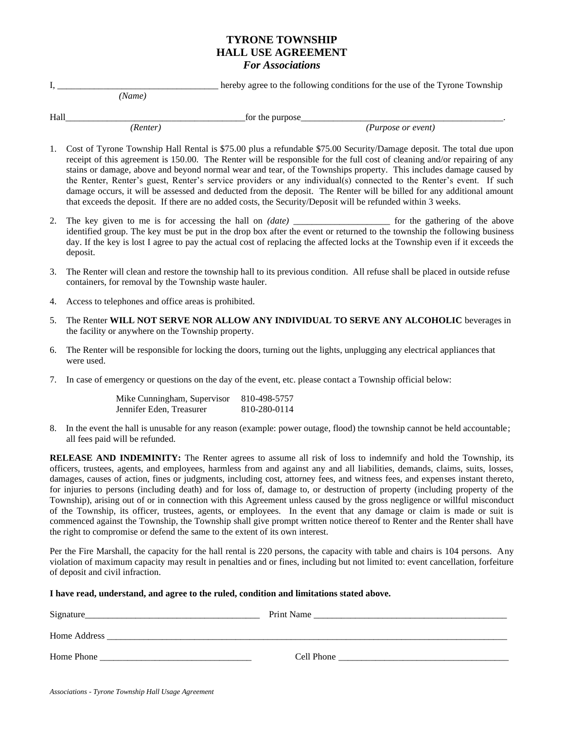# TYRONE TOWNSHIP
# HALL USE AGREEMENT
### *For Associations*

I, __________________________________ hereby agree to the following conditions for the use of the Tyrone Township
*(Name)*

Hall_______________________________________for the purpose_____________________________________________.
*(Renter)* *(Purpose or event)*

1. Cost of Tyrone Township Hall Rental is $75.00 plus a refundable $75.00 Security/Damage deposit. The total due upon receipt of this agreement is 150.00. The Renter will be responsible for the full cost of cleaning and/or repairing of any stains or damage, above and beyond normal wear and tear, of the Townships property. This includes damage caused by the Renter, Renter's guest, Renter's service providers or any individual(s) connected to the Renter's event. If such damage occurs, it will be assessed and deducted from the deposit. The Renter will be billed for any additional amount that exceeds the deposit. If there are no added costs, the Security/Deposit will be refunded within 3 weeks.

2. The key given to me is for accessing the hall on *(date)* _____________________ for the gathering of the above identified group. The key must be put in the drop box after the event or returned to the township the following business day. If the key is lost I agree to pay the actual cost of replacing the affected locks at the Township even if it exceeds the deposit.

3. The Renter will clean and restore the township hall to its previous condition. All refuse shall be placed in outside refuse containers, for removal by the Township waste hauler.

4. Access to telephones and office areas is prohibited.

5. The Renter **WILL NOT SERVE NOR ALLOW ANY INDIVIDUAL TO SERVE ANY ALCOHOLIC** beverages in the facility or anywhere on the Township property.

6. The Renter will be responsible for locking the doors, turning out the lights, unplugging any electrical appliances that were used.

7. In case of emergency or questions on the day of the event, etc. please contact a Township official below:

| | |
|---|---|
| Mike Cunningham, Supervisor | 810-498-5757 |
| Jennifer Eden, Treasurer | 810-280-0114 |

8. In the event the hall is unusable for any reason (example: power outage, flood) the township cannot be held accountable; all fees paid will be refunded.

**RELEASE AND INDEMINITY:** The Renter agrees to assume all risk of loss to indemnify and hold the Township, its officers, trustees, agents, and employees, harmless from and against any and all liabilities, demands, claims, suits, losses, damages, causes of action, fines or judgments, including cost, attorney fees, and witness fees, and expenses instant thereto, for injuries to persons (including death) and for loss of, damage to, or destruction of property (including property of the Township), arising out of or in connection with this Agreement unless caused by the gross negligence or willful misconduct of the Township, its officer, trustees, agents, or employees. In the event that any damage or claim is made or suit is commenced against the Township, the Township shall give prompt written notice thereof to Renter and the Renter shall have the right to compromise or defend the same to the extent of its own interest.

Per the Fire Marshall, the capacity for the hall rental is 220 persons, the capacity with table and chairs is 104 persons. Any violation of maximum capacity may result in penalties and or fines, including but not limited to: event cancellation, forfeiture of deposit and civil infraction.

**I have read, understand, and agree to the ruled, condition and limitations stated above.**

Signature______________________________________ Print Name ___________________________________________

Home Address ___________________________________________________________________________________

Home Phone _________________________________ Cell Phone ______________________________________

*Associations - Tyrone Township Hall Usage Agreement*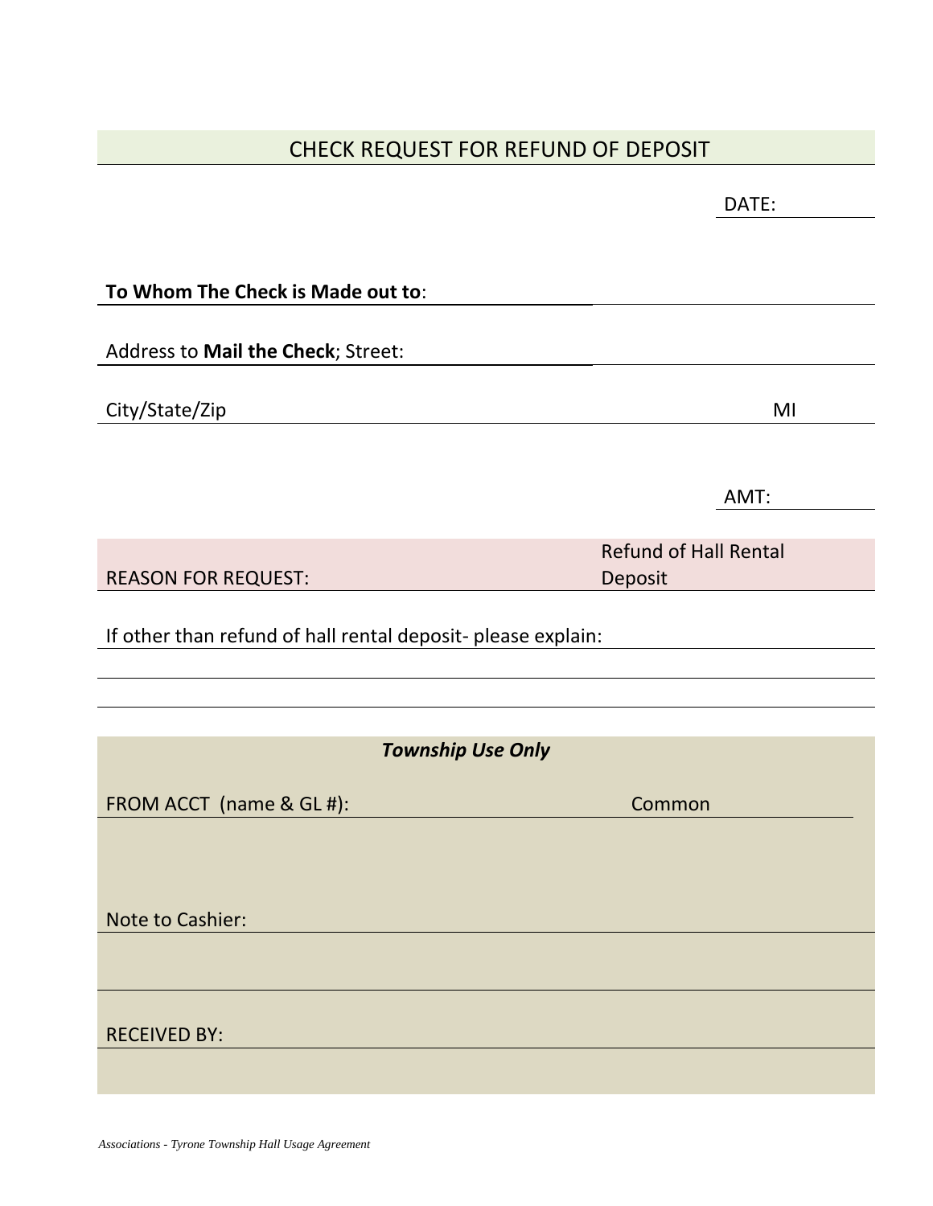# CHECK REQUEST FOR REFUND OF DEPOSIT

DATE:

**To Whom The Check is Made out to**:

Address to **Mail the Check**; Street:

City/State/Zip MI

AMT:

REASON FOR REQUEST: Refund of Hall Rental Deposit

If other than refund of hall rental deposit- please explain:

***Township Use Only***

FROM ACCT (name & GL #): Common

Note to Cashier:

RECEIVED BY:

*Associations - Tyrone Township Hall Usage Agreement*